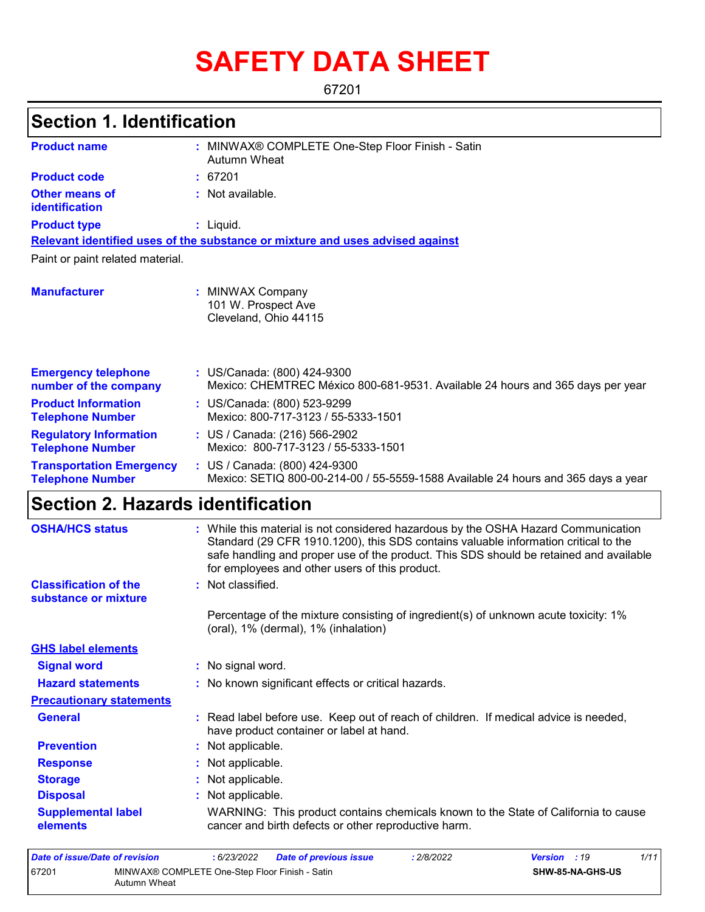# SAFETY DATA SHEET

67201

## Section 1. Identification

**Product name** : MINWAX® COMPLETE One-Step Floor Finish - Satin Autumn Wheat

**Product code** : 67201

**Other means of identification** : Not available.

**Product type** : Liquid.

**Relevant identified uses of the substance or mixture and uses advised against**

Paint or paint related material.

**Manufacturer** : MINWAX Company
101 W. Prospect Ave
Cleveland, Ohio 44115

**Emergency telephone number of the company** : US/Canada: (800) 424-9300
Mexico: CHEMTREC México 800-681-9531. Available 24 hours and 365 days per year

**Product Information Telephone Number** : US/Canada: (800) 523-9299
Mexico: 800-717-3123 / 55-5333-1501

**Regulatory Information Telephone Number** : US / Canada: (216) 566-2902
Mexico: 800-717-3123 / 55-5333-1501

**Transportation Emergency Telephone Number** : US / Canada: (800) 424-9300
Mexico: SETIQ 800-00-214-00 / 55-5559-1588 Available 24 hours and 365 days a year

## Section 2. Hazards identification

**OSHA/HCS status** : While this material is not considered hazardous by the OSHA Hazard Communication Standard (29 CFR 1910.1200), this SDS contains valuable information critical to the safe handling and proper use of the product. This SDS should be retained and available for employees and other users of this product.

**Classification of the substance or mixture** : Not classified.

Percentage of the mixture consisting of ingredient(s) of unknown acute toxicity: 1% (oral), 1% (dermal), 1% (inhalation)

**GHS label elements**

**Signal word** : No signal word.

**Hazard statements** : No known significant effects or critical hazards.

**Precautionary statements**

**General** : Read label before use. Keep out of reach of children. If medical advice is needed, have product container or label at hand.

**Prevention** : Not applicable.

**Response** : Not applicable.

**Storage** : Not applicable.

**Disposal** : Not applicable.

**Supplemental label elements** : WARNING: This product contains chemicals known to the State of California to cause cancer and birth defects or other reproductive harm.

| Date of issue/Date of revision | : 6/23/2022 | Date of previous issue | : 2/8/2022 | Version : 19 |
|---|---|---|---|---|
| 67201 | MINWAX® COMPLETE One-Step Floor Finish - Satin Autumn Wheat | | | SHW-85-NA-GHS-US |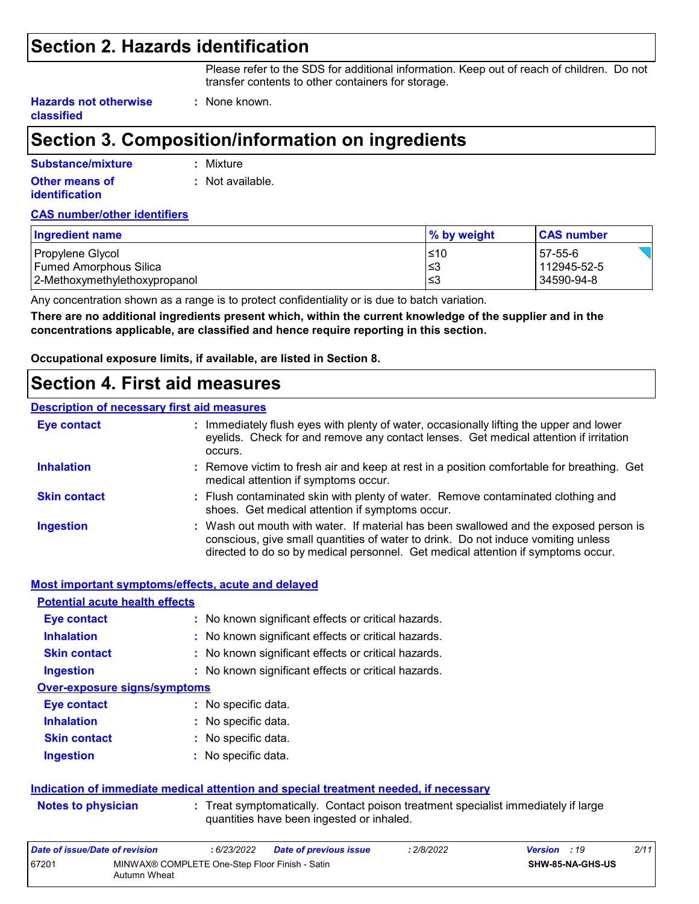## Section 2. Hazards identification

Please refer to the SDS for additional information. Keep out of reach of children. Do not transfer contents to other containers for storage.

**Hazards not otherwise classified** : None known.

## Section 3. Composition/information on ingredients

**Substance/mixture** : Mixture

**Other means of identification** : Not available.

**CAS number/other identifiers**

| Ingredient name | % by weight | CAS number |
|---|---|---|
| Propylene Glycol | ≤10 | 57-55-6 |
| Fumed Amorphous Silica | ≤3 | 112945-52-5 |
| 2-Methoxymethylethoxypropanol | ≤3 | 34590-94-8 |

Any concentration shown as a range is to protect confidentiality or is due to batch variation.

**There are no additional ingredients present which, within the current knowledge of the supplier and in the concentrations applicable, are classified and hence require reporting in this section.**

**Occupational exposure limits, if available, are listed in Section 8.**

## Section 4. First aid measures

**Description of necessary first aid measures**

**Eye contact** : Immediately flush eyes with plenty of water, occasionally lifting the upper and lower eyelids. Check for and remove any contact lenses. Get medical attention if irritation occurs.

**Inhalation** : Remove victim to fresh air and keep at rest in a position comfortable for breathing. Get medical attention if symptoms occur.

**Skin contact** : Flush contaminated skin with plenty of water. Remove contaminated clothing and shoes. Get medical attention if symptoms occur.

**Ingestion** : Wash out mouth with water. If material has been swallowed and the exposed person is conscious, give small quantities of water to drink. Do not induce vomiting unless directed to do so by medical personnel. Get medical attention if symptoms occur.

**Most important symptoms/effects, acute and delayed**

**Potential acute health effects**

**Eye contact** : No known significant effects or critical hazards.

**Inhalation** : No known significant effects or critical hazards.

**Skin contact** : No known significant effects or critical hazards.

**Ingestion** : No known significant effects or critical hazards.

**Over-exposure signs/symptoms**

**Eye contact** : No specific data.

**Inhalation** : No specific data.

**Skin contact** : No specific data.

**Ingestion** : No specific data.

**Indication of immediate medical attention and special treatment needed, if necessary**

**Notes to physician** : Treat symptomatically. Contact poison treatment specialist immediately if large quantities have been ingested or inhaled.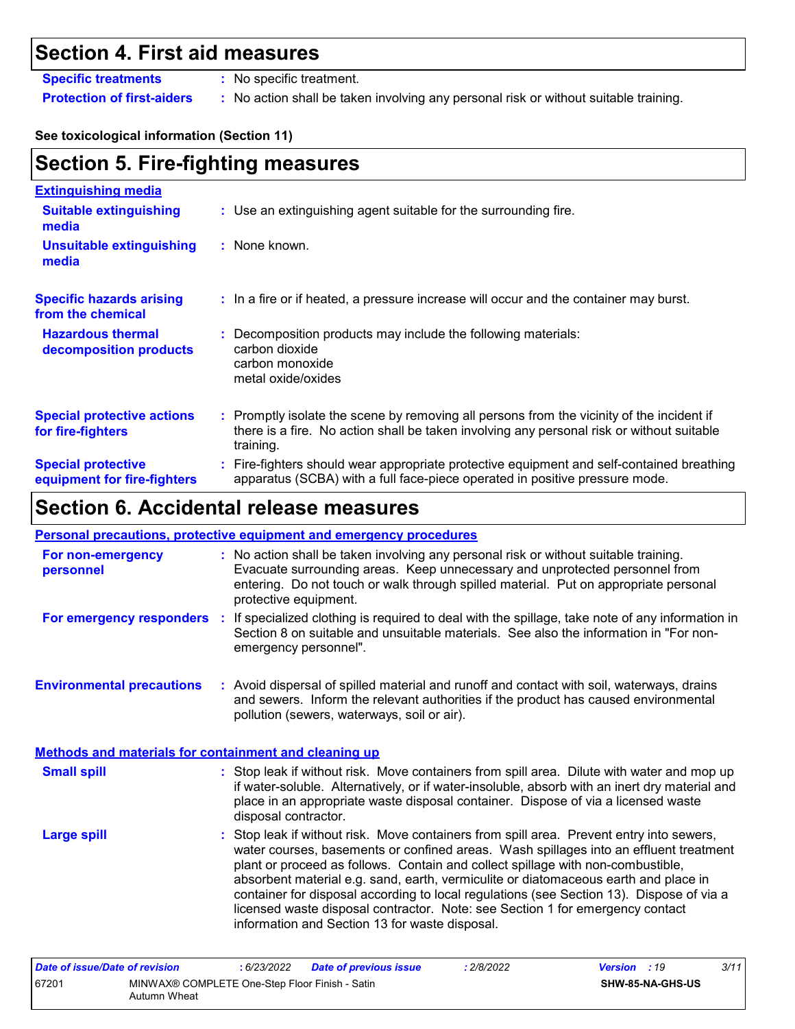## Section 4. First aid measures

**Specific treatments** : No specific treatment.

**Protection of first-aiders** : No action shall be taken involving any personal risk or without suitable training.

**See toxicological information (Section 11)**

## Section 5. Fire-fighting measures

**Extinguishing media**

**Suitable extinguishing media** : Use an extinguishing agent suitable for the surrounding fire.

**Unsuitable extinguishing media** : None known.

**Specific hazards arising from the chemical** : In a fire or if heated, a pressure increase will occur and the container may burst.

**Hazardous thermal decomposition products** : Decomposition products may include the following materials:
carbon dioxide
carbon monoxide
metal oxide/oxides

**Special protective actions for fire-fighters** : Promptly isolate the scene by removing all persons from the vicinity of the incident if there is a fire. No action shall be taken involving any personal risk or without suitable training.

**Special protective equipment for fire-fighters** : Fire-fighters should wear appropriate protective equipment and self-contained breathing apparatus (SCBA) with a full face-piece operated in positive pressure mode.

## Section 6. Accidental release measures

**Personal precautions, protective equipment and emergency procedures**

**For non-emergency personnel** : No action shall be taken involving any personal risk or without suitable training. Evacuate surrounding areas. Keep unnecessary and unprotected personnel from entering. Do not touch or walk through spilled material. Put on appropriate personal protective equipment.

**For emergency responders** : If specialized clothing is required to deal with the spillage, take note of any information in Section 8 on suitable and unsuitable materials. See also the information in "For non-emergency personnel".

**Environmental precautions** : Avoid dispersal of spilled material and runoff and contact with soil, waterways, drains and sewers. Inform the relevant authorities if the product has caused environmental pollution (sewers, waterways, soil or air).

**Methods and materials for containment and cleaning up**

**Small spill** : Stop leak if without risk. Move containers from spill area. Dilute with water and mop up if water-soluble. Alternatively, or if water-insoluble, absorb with an inert dry material and place in an appropriate waste disposal container. Dispose of via a licensed waste disposal contractor.

**Large spill** : Stop leak if without risk. Move containers from spill area. Prevent entry into sewers, water courses, basements or confined areas. Wash spillages into an effluent treatment plant or proceed as follows. Contain and collect spillage with non-combustible, absorbent material e.g. sand, earth, vermiculite or diatomaceous earth and place in container for disposal according to local regulations (see Section 13). Dispose of via a licensed waste disposal contractor. Note: see Section 1 for emergency contact information and Section 13 for waste disposal.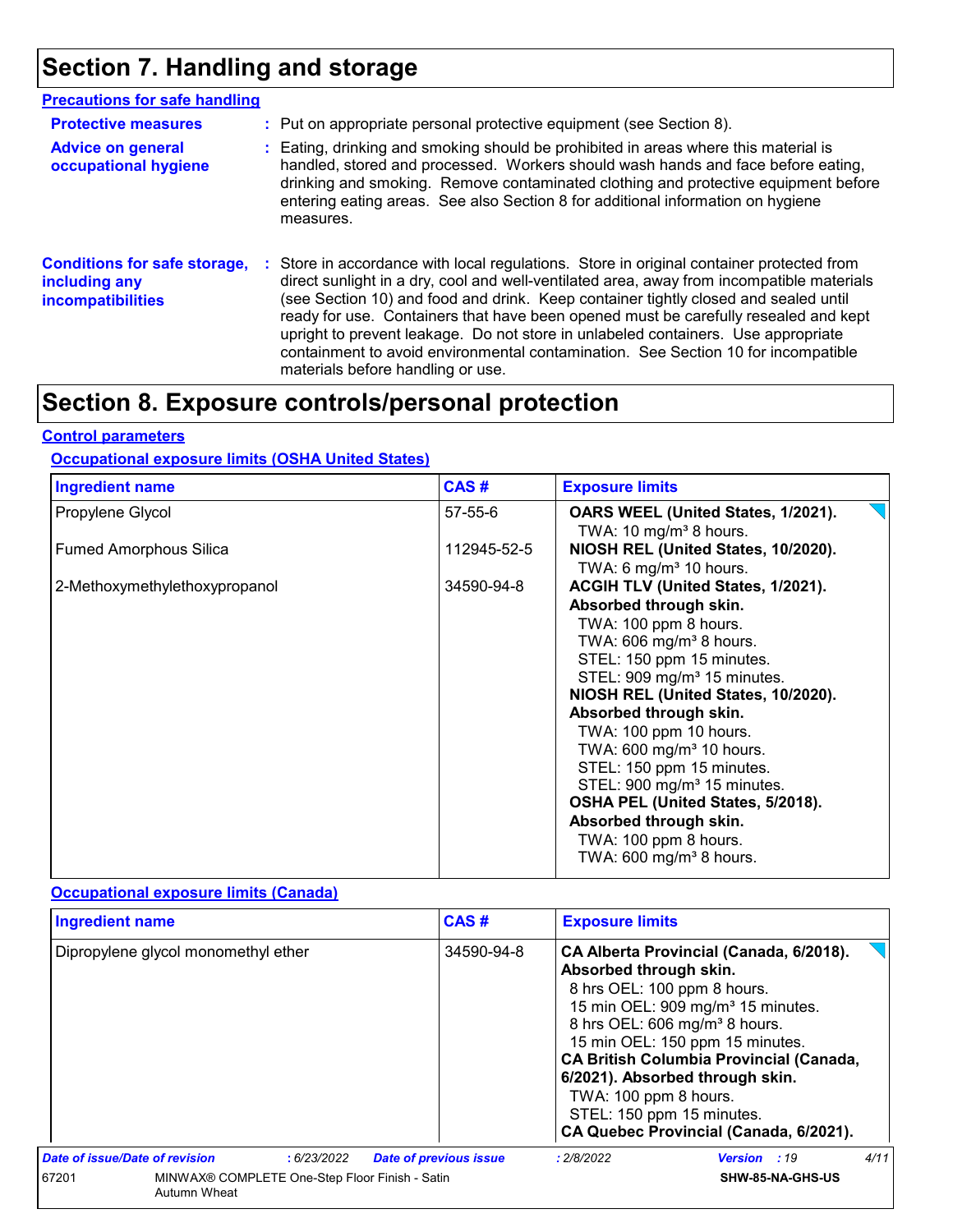# Section 7. Handling and storage

## Precautions for safe handling

**Protective measures** : Put on appropriate personal protective equipment (see Section 8).

**Advice on general occupational hygiene** : Eating, drinking and smoking should be prohibited in areas where this material is handled, stored and processed. Workers should wash hands and face before eating, drinking and smoking. Remove contaminated clothing and protective equipment before entering eating areas. See also Section 8 for additional information on hygiene measures.

**Conditions for safe storage, including any incompatibilities** : Store in accordance with local regulations. Store in original container protected from direct sunlight in a dry, cool and well-ventilated area, away from incompatible materials (see Section 10) and food and drink. Keep container tightly closed and sealed until ready for use. Containers that have been opened must be carefully resealed and kept upright to prevent leakage. Do not store in unlabeled containers. Use appropriate containment to avoid environmental contamination. See Section 10 for incompatible materials before handling or use.

# Section 8. Exposure controls/personal protection

## Control parameters

### Occupational exposure limits (OSHA United States)

| Ingredient name | CAS # | Exposure limits |
|---|---|---|
| Propylene Glycol | 57-55-6 | **OARS WEEL (United States, 1/2021).**<br>TWA: 10 mg/m³ 8 hours. |
| Fumed Amorphous Silica | 112945-52-5 | **NIOSH REL (United States, 10/2020).**<br>TWA: 6 mg/m³ 10 hours. |
| 2-Methoxymethylethoxypropanol | 34590-94-8 | **ACGIH TLV (United States, 1/2021). Absorbed through skin.**<br>TWA: 100 ppm 8 hours.<br>TWA: 606 mg/m³ 8 hours.<br>STEL: 150 ppm 15 minutes.<br>STEL: 909 mg/m³ 15 minutes.<br>**NIOSH REL (United States, 10/2020). Absorbed through skin.**<br>TWA: 100 ppm 10 hours.<br>TWA: 600 mg/m³ 10 hours.<br>STEL: 150 ppm 15 minutes.<br>STEL: 900 mg/m³ 15 minutes.<br>**OSHA PEL (United States, 5/2018). Absorbed through skin.**<br>TWA: 100 ppm 8 hours.<br>TWA: 600 mg/m³ 8 hours. |

### Occupational exposure limits (Canada)

| Ingredient name | CAS # | Exposure limits |
|---|---|---|
| Dipropylene glycol monomethyl ether | 34590-94-8 | **CA Alberta Provincial (Canada, 6/2018). Absorbed through skin.**<br>8 hrs OEL: 100 ppm 8 hours.<br>15 min OEL: 909 mg/m³ 15 minutes.<br>8 hrs OEL: 606 mg/m³ 8 hours.<br>15 min OEL: 150 ppm 15 minutes.<br>**CA British Columbia Provincial (Canada, 6/2021). Absorbed through skin.**<br>TWA: 100 ppm 8 hours.<br>STEL: 150 ppm 15 minutes.<br>**CA Quebec Provincial (Canada, 6/2021).** |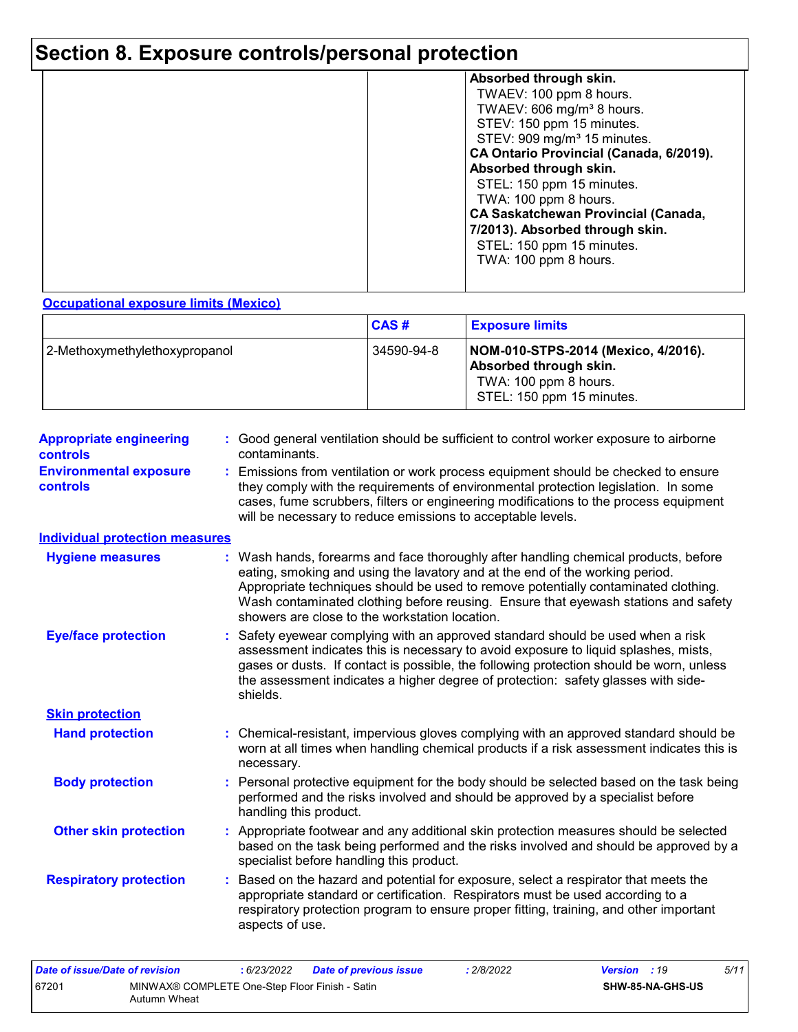# Section 8. Exposure controls/personal protection

| | | |
|---|---|---|
| | | **Absorbed through skin.**<br>TWAEV: 100 ppm 8 hours.<br>TWAEV: 606 mg/m³ 8 hours.<br>STEV: 150 ppm 15 minutes.<br>STEV: 909 mg/m³ 15 minutes.<br>**CA Ontario Provincial (Canada, 6/2019). Absorbed through skin.**<br>STEL: 150 ppm 15 minutes.<br>TWA: 100 ppm 8 hours.<br>**CA Saskatchewan Provincial (Canada, 7/2013). Absorbed through skin.**<br>STEL: 150 ppm 15 minutes.<br>TWA: 100 ppm 8 hours. |

**Occupational exposure limits (Mexico)**

| | CAS # | Exposure limits |
|---|---|---|
| 2-Methoxymethylethoxypropanol | 34590-94-8 | **NOM-010-STPS-2014 (Mexico, 4/2016). Absorbed through skin.**<br>TWA: 100 ppm 8 hours.<br>STEL: 150 ppm 15 minutes. |

**Appropriate engineering controls** : Good general ventilation should be sufficient to control worker exposure to airborne contaminants.

**Environmental exposure controls** : Emissions from ventilation or work process equipment should be checked to ensure they comply with the requirements of environmental protection legislation. In some cases, fume scrubbers, filters or engineering modifications to the process equipment will be necessary to reduce emissions to acceptable levels.

## Individual protection measures

**Hygiene measures** : Wash hands, forearms and face thoroughly after handling chemical products, before eating, smoking and using the lavatory and at the end of the working period. Appropriate techniques should be used to remove potentially contaminated clothing. Wash contaminated clothing before reusing. Ensure that eyewash stations and safety showers are close to the workstation location.

**Eye/face protection** : Safety eyewear complying with an approved standard should be used when a risk assessment indicates this is necessary to avoid exposure to liquid splashes, mists, gases or dusts. If contact is possible, the following protection should be worn, unless the assessment indicates a higher degree of protection: safety glasses with side-shields.

### Skin protection

**Hand protection** : Chemical-resistant, impervious gloves complying with an approved standard should be worn at all times when handling chemical products if a risk assessment indicates this is necessary.

**Body protection** : Personal protective equipment for the body should be selected based on the task being performed and the risks involved and should be approved by a specialist before handling this product.

**Other skin protection** : Appropriate footwear and any additional skin protection measures should be selected based on the task being performed and the risks involved and should be approved by a specialist before handling this product.

**Respiratory protection** : Based on the hazard and potential for exposure, select a respirator that meets the appropriate standard or certification. Respirators must be used according to a respiratory protection program to ensure proper fitting, training, and other important aspects of use.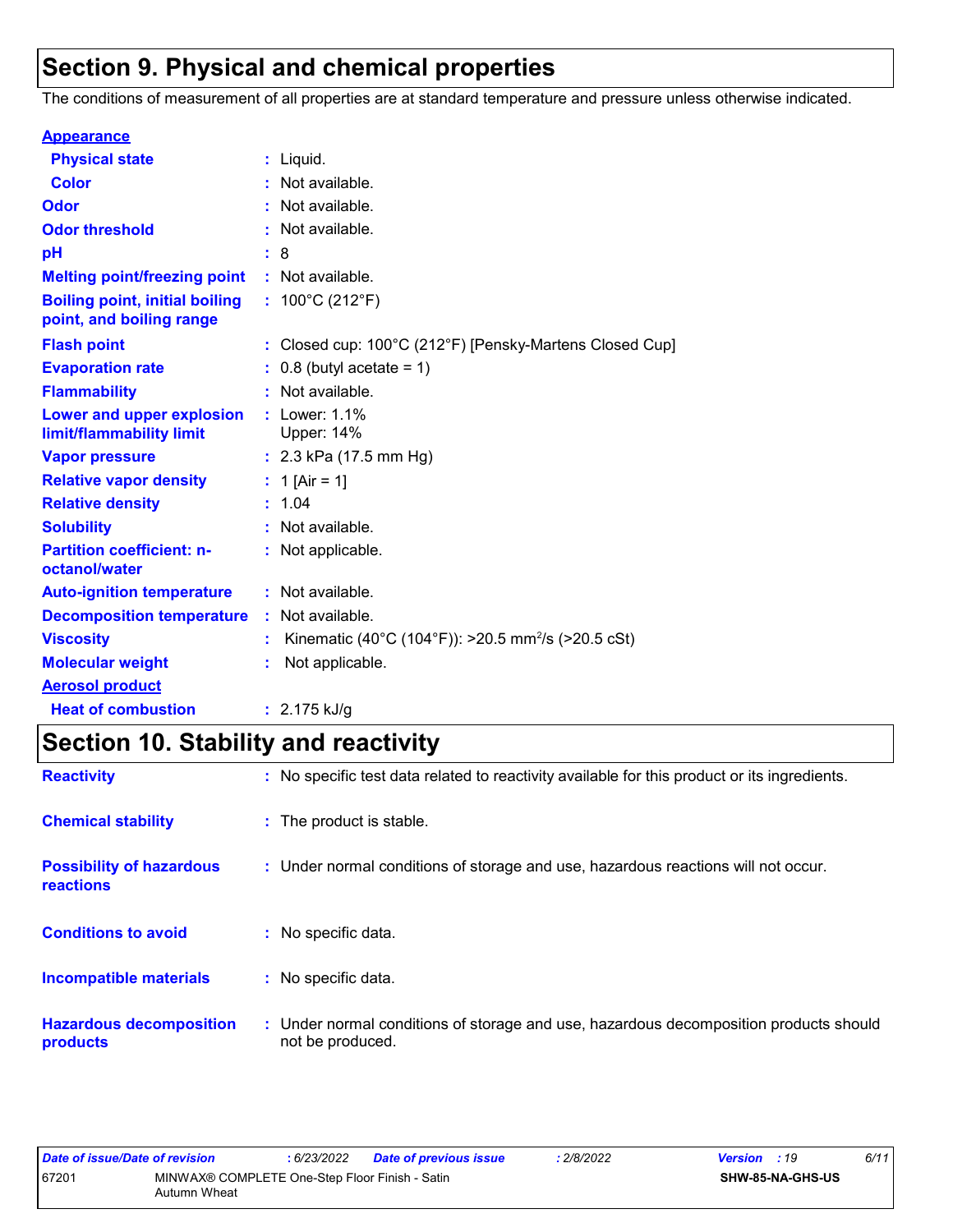# Section 9. Physical and chemical properties

The conditions of measurement of all properties are at standard temperature and pressure unless otherwise indicated.

**Appearance**

| | | |
|---|---|---|
| **Physical state** | : | Liquid. |
| **Color** | : | Not available. |
| **Odor** | : | Not available. |
| **Odor threshold** | : | Not available. |
| **pH** | : | 8 |
| **Melting point/freezing point** | : | Not available. |
| **Boiling point, initial boiling point, and boiling range** | : | 100°C (212°F) |
| **Flash point** | : | Closed cup: 100°C (212°F) [Pensky-Martens Closed Cup] |
| **Evaporation rate** | : | 0.8 (butyl acetate = 1) |
| **Flammability** | : | Not available. |
| **Lower and upper explosion limit/flammability limit** | : | Lower: 1.1%<br>Upper: 14% |
| **Vapor pressure** | : | 2.3 kPa (17.5 mm Hg) |
| **Relative vapor density** | : | 1 [Air = 1] |
| **Relative density** | : | 1.04 |
| **Solubility** | : | Not available. |
| **Partition coefficient: n-octanol/water** | : | Not applicable. |
| **Auto-ignition temperature** | : | Not available. |
| **Decomposition temperature** | : | Not available. |
| **Viscosity** | : | Kinematic (40°C (104°F)): >20.5 $mm^2/s$ (>20.5 cSt) |
| **Molecular weight** | : | Not applicable. |

**Aerosol product**

| | | |
|---|---|---|
| **Heat of combustion** | : | 2.175 kJ/g |

# Section 10. Stability and reactivity

| | | |
|---|---|---|
| **Reactivity** | : | No specific test data related to reactivity available for this product or its ingredients. |
| **Chemical stability** | : | The product is stable. |
| **Possibility of hazardous reactions** | : | Under normal conditions of storage and use, hazardous reactions will not occur. |
| **Conditions to avoid** | : | No specific data. |
| **Incompatible materials** | : | No specific data. |
| **Hazardous decomposition products** | : | Under normal conditions of storage and use, hazardous decomposition products should not be produced. |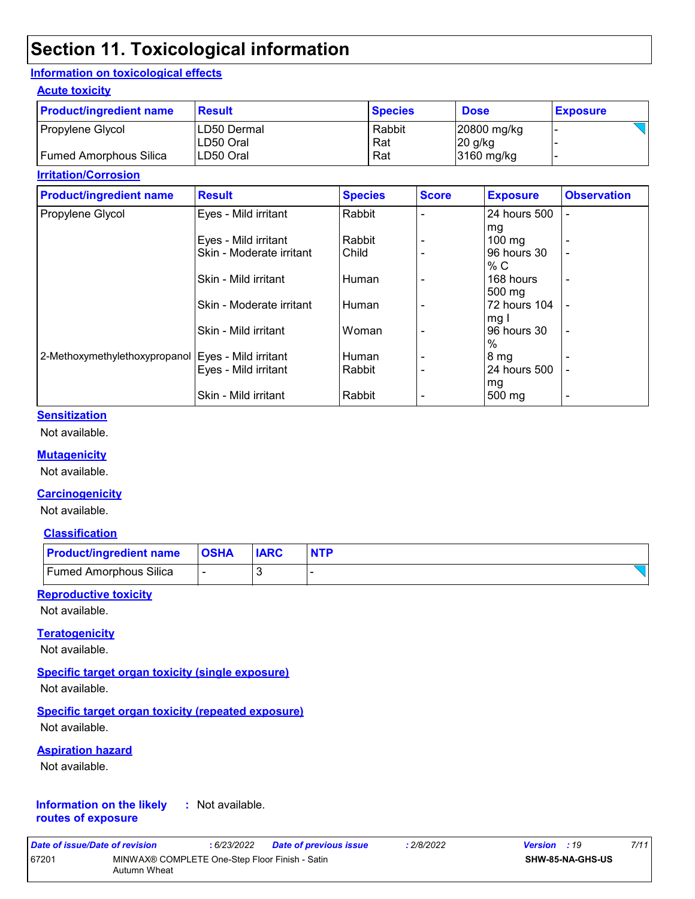# Section 11. Toxicological information

## Information on toxicological effects

### Acute toxicity

| Product/ingredient name | Result | Species | Dose | Exposure |
|---|---|---|---|---|
| Propylene Glycol | LD50 Dermal | Rabbit | 20800 mg/kg | - |
| | LD50 Oral | Rat | 20 g/kg | - |
| Fumed Amorphous Silica | LD50 Oral | Rat | 3160 mg/kg | - |

### Irritation/Corrosion

| Product/ingredient name | Result | Species | Score | Exposure | Observation |
|---|---|---|---|---|---|
| Propylene Glycol | Eyes - Mild irritant | Rabbit | - | 24 hours 500 mg | - |
| | Eyes - Mild irritant | Rabbit | - | 100 mg | - |
| | Skin - Moderate irritant | Child | - | 96 hours 30 % C | - |
| | Skin - Mild irritant | Human | - | 168 hours 500 mg | - |
| | Skin - Moderate irritant | Human | - | 72 hours 104 mg I | - |
| | Skin - Mild irritant | Woman | - | 96 hours 30 % | - |
| 2-Methoxymethylethoxypropanol | Eyes - Mild irritant | Human | - | 8 mg | - |
| | Eyes - Mild irritant | Rabbit | - | 24 hours 500 mg | - |
| | Skin - Mild irritant | Rabbit | - | 500 mg | - |

### Sensitization

Not available.

### Mutagenicity

Not available.

### Carcinogenicity

Not available.

#### Classification

| Product/ingredient name | OSHA | IARC | NTP |
|---|---|---|---|
| Fumed Amorphous Silica | - | 3 | - |

### Reproductive toxicity

Not available.

### Teratogenicity

Not available.

### Specific target organ toxicity (single exposure)

Not available.

### Specific target organ toxicity (repeated exposure)

Not available.

### Aspiration hazard

Not available.

**Information on the likely routes of exposure** : Not available.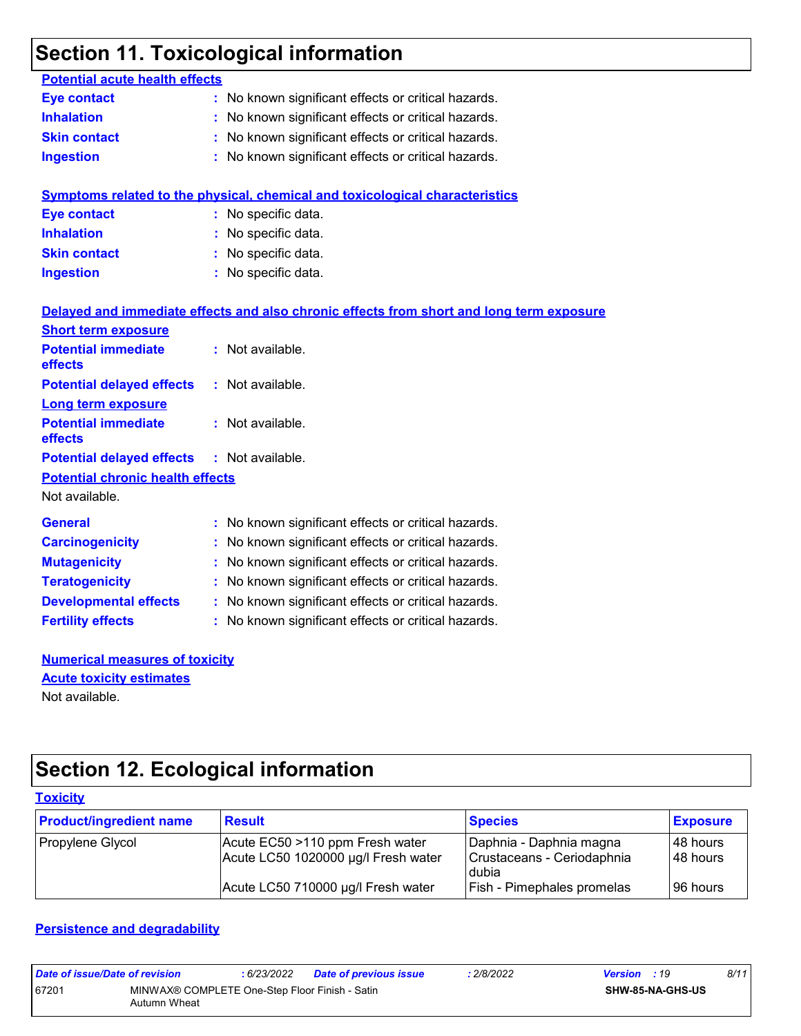# Section 11. Toxicological information

**Potential acute health effects**

**Eye contact** : No known significant effects or critical hazards.
**Inhalation** : No known significant effects or critical hazards.
**Skin contact** : No known significant effects or critical hazards.
**Ingestion** : No known significant effects or critical hazards.

**Symptoms related to the physical, chemical and toxicological characteristics**

**Eye contact** : No specific data.
**Inhalation** : No specific data.
**Skin contact** : No specific data.
**Ingestion** : No specific data.

**Delayed and immediate effects and also chronic effects from short and long term exposure**

**Short term exposure**

**Potential immediate effects** : Not available.
**Potential delayed effects** : Not available.

**Long term exposure**

**Potential immediate effects** : Not available.
**Potential delayed effects** : Not available.

**Potential chronic health effects**

Not available.

**General** : No known significant effects or critical hazards.
**Carcinogenicity** : No known significant effects or critical hazards.
**Mutagenicity** : No known significant effects or critical hazards.
**Teratogenicity** : No known significant effects or critical hazards.
**Developmental effects** : No known significant effects or critical hazards.
**Fertility effects** : No known significant effects or critical hazards.

**Numerical measures of toxicity**

**Acute toxicity estimates**

Not available.

# Section 12. Ecological information

**Toxicity**

| Product/ingredient name | Result | Species | Exposure |
|---|---|---|---|
| Propylene Glycol | Acute EC50 >110 ppm Fresh water | Daphnia - Daphnia magna | 48 hours |
| | Acute LC50 1020000 µg/l Fresh water | Crustaceans - Ceriodaphnia dubia | 48 hours |
| | Acute LC50 710000 µg/l Fresh water | Fish - Pimephales promelas | 96 hours |

**Persistence and degradability**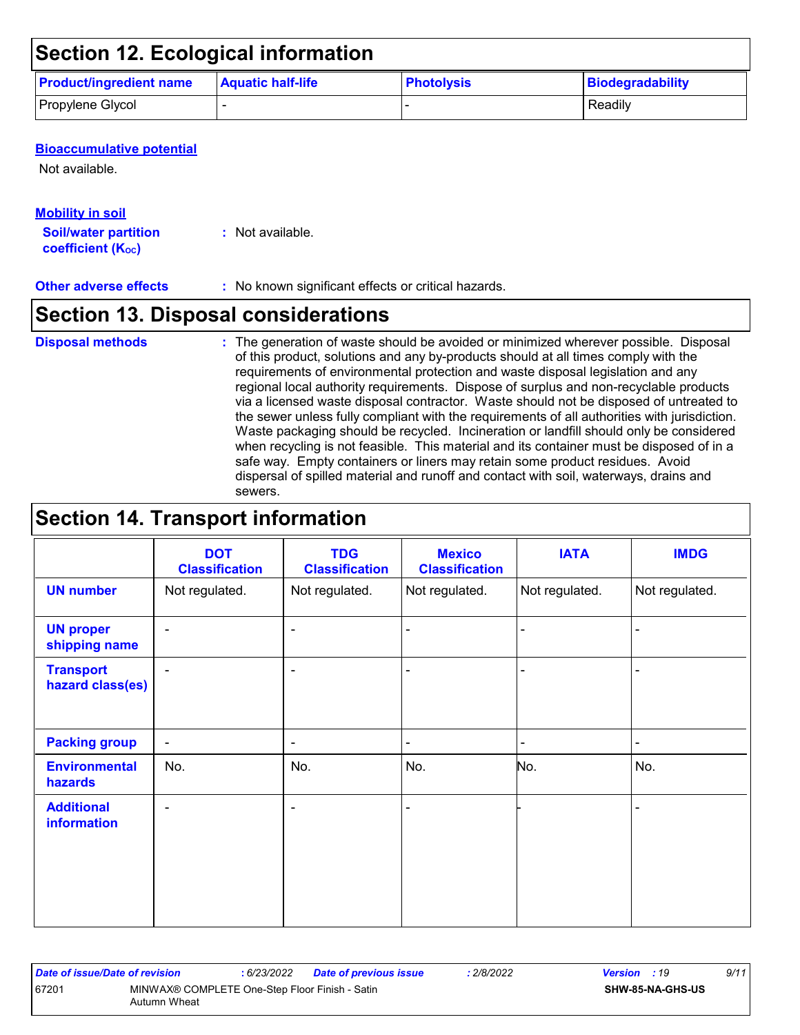## Section 12. Ecological information

| Product/ingredient name | Aquatic half-life | Photolysis | Biodegradability |
|---|---|---|---|
| Propylene Glycol | - | - | Readily |

**Bioaccumulative potential**

Not available.

**Mobility in soil**

**Soil/water partition coefficient ($K_{OC}$)** : Not available.

**Other adverse effects** : No known significant effects or critical hazards.

## Section 13. Disposal considerations

**Disposal methods** : The generation of waste should be avoided or minimized wherever possible. Disposal of this product, solutions and any by-products should at all times comply with the requirements of environmental protection and waste disposal legislation and any regional local authority requirements. Dispose of surplus and non-recyclable products via a licensed waste disposal contractor. Waste should not be disposed of untreated to the sewer unless fully compliant with the requirements of all authorities with jurisdiction. Waste packaging should be recycled. Incineration or landfill should only be considered when recycling is not feasible. This material and its container must be disposed of in a safe way. Empty containers or liners may retain some product residues. Avoid dispersal of spilled material and runoff and contact with soil, waterways, drains and sewers.

## Section 14. Transport information

| | DOT Classification | TDG Classification | Mexico Classification | IATA | IMDG |
|---|---|---|---|---|---|
| **UN number** | Not regulated. | Not regulated. | Not regulated. | Not regulated. | Not regulated. |
| **UN proper shipping name** | - | - | - | - | - |
| **Transport hazard class(es)** | - | - | - | - | - |
| **Packing group** | - | - | - | - | - |
| **Environmental hazards** | No. | No. | No. | No. | No. |
| **Additional information** | - | - | - | - | - |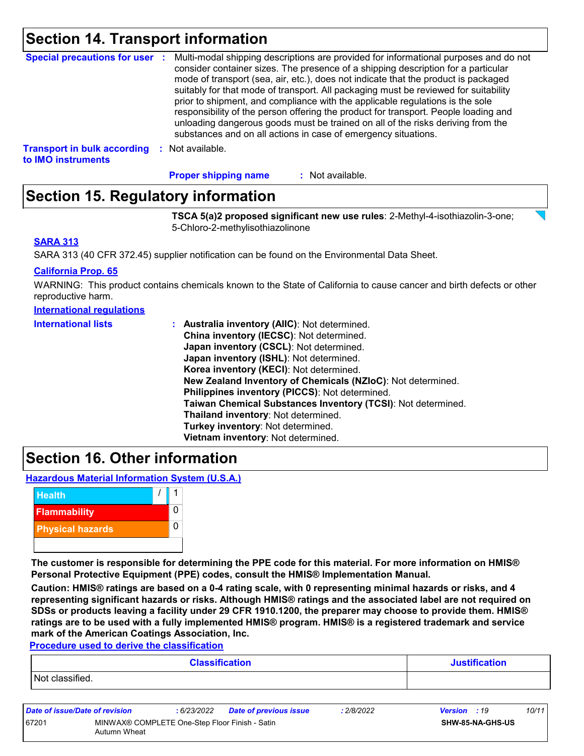## Section 14. Transport information

**Special precautions for user** : Multi-modal shipping descriptions are provided for informational purposes and do not consider container sizes. The presence of a shipping description for a particular mode of transport (sea, air, etc.), does not indicate that the product is packaged suitably for that mode of transport. All packaging must be reviewed for suitability prior to shipment, and compliance with the applicable regulations is the sole responsibility of the person offering the product for transport. People loading and unloading dangerous goods must be trained on all of the risks deriving from the substances and on all actions in case of emergency situations.

**Transport in bulk according to IMO instruments** : Not available.

**Proper shipping name** : Not available.

## Section 15. Regulatory information

**TSCA 5(a)2 proposed significant new use rules**: 2-Methyl-4-isothiazolin-3-one; 5-Chloro-2-methylisothiazolinone

**SARA 313**

SARA 313 (40 CFR 372.45) supplier notification can be found on the Environmental Data Sheet.

**California Prop. 65**

WARNING: This product contains chemicals known to the State of California to cause cancer and birth defects or other reproductive harm.

**International regulations**

**International lists** :
**Australia inventory (AIIC)**: Not determined.
**China inventory (IECSC)**: Not determined.
**Japan inventory (CSCL)**: Not determined.
**Japan inventory (ISHL)**: Not determined.
**Korea inventory (KECI)**: Not determined.
**New Zealand Inventory of Chemicals (NZIoC)**: Not determined.
**Philippines inventory (PICCS)**: Not determined.
**Taiwan Chemical Substances Inventory (TCSI)**: Not determined.
**Thailand inventory**: Not determined.
**Turkey inventory**: Not determined.
**Vietnam inventory**: Not determined.

## Section 16. Other information

**Hazardous Material Information System (U.S.A.)**

| | | |
|---|---|---|
| Health | / | 1 |
| Flammability | | 0 |
| Physical hazards | | 0 |

**The customer is responsible for determining the PPE code for this material. For more information on HMIS® Personal Protective Equipment (PPE) codes, consult the HMIS® Implementation Manual.**

**Caution: HMIS® ratings are based on a 0-4 rating scale, with 0 representing minimal hazards or risks, and 4 representing significant hazards or risks. Although HMIS® ratings and the associated label are not required on SDSs or products leaving a facility under 29 CFR 1910.1200, the preparer may choose to provide them. HMIS® ratings are to be used with a fully implemented HMIS® program. HMIS® is a registered trademark and service mark of the American Coatings Association, Inc.**

**Procedure used to derive the classification**

| Classification | Justification |
|---|---|
| Not classified. | |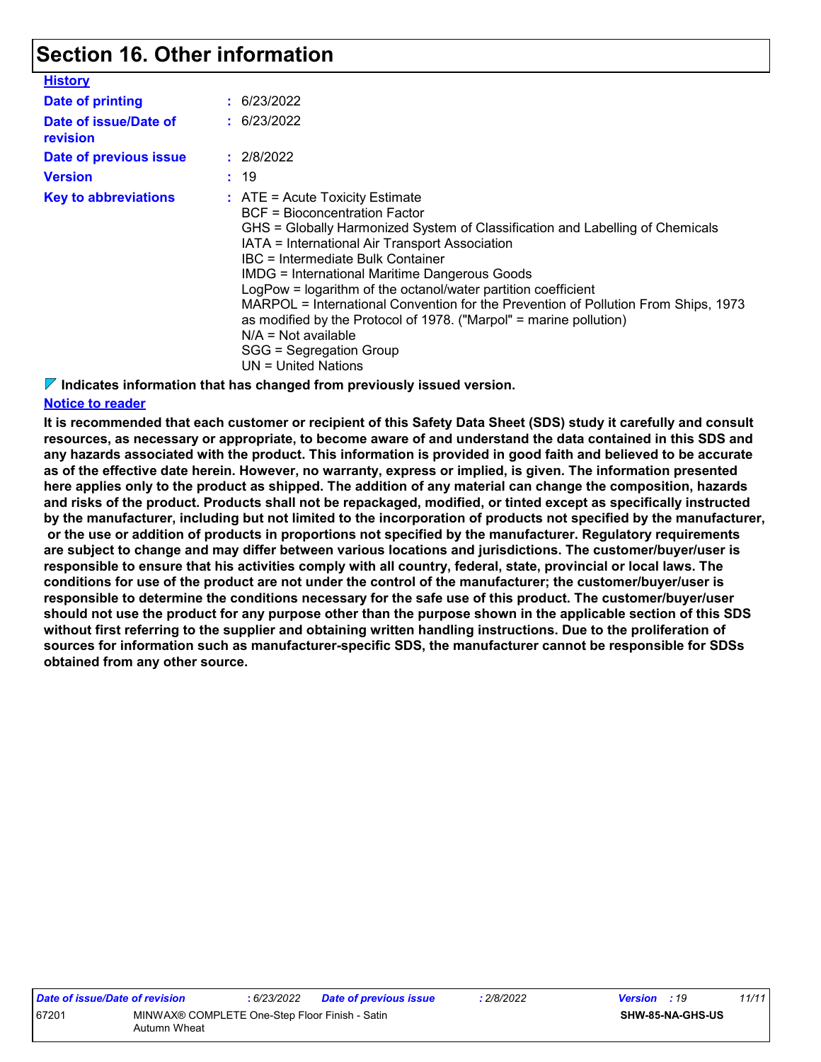# Section 16. Other information

**History**

| | | |
|---|---|---|
| **Date of printing** | : | 6/23/2022 |
| **Date of issue/Date of revision** | : | 6/23/2022 |
| **Date of previous issue** | : | 2/8/2022 |
| **Version** | : | 19 |
| **Key to abbreviations** | : | ATE = Acute Toxicity Estimate<br>BCF = Bioconcentration Factor<br>GHS = Globally Harmonized System of Classification and Labelling of Chemicals<br>IATA = International Air Transport Association<br>IBC = Intermediate Bulk Container<br>IMDG = International Maritime Dangerous Goods<br>LogPow = logarithm of the octanol/water partition coefficient<br>MARPOL = International Convention for the Prevention of Pollution From Ships, 1973 as modified by the Protocol of 1978. ("Marpol" = marine pollution)<br>N/A = Not available<br>SGG = Segregation Group<br>UN = United Nations |

**Indicates information that has changed from previously issued version.**

**Notice to reader**

**It is recommended that each customer or recipient of this Safety Data Sheet (SDS) study it carefully and consult resources, as necessary or appropriate, to become aware of and understand the data contained in this SDS and any hazards associated with the product. This information is provided in good faith and believed to be accurate as of the effective date herein. However, no warranty, express or implied, is given. The information presented here applies only to the product as shipped. The addition of any material can change the composition, hazards and risks of the product. Products shall not be repackaged, modified, or tinted except as specifically instructed by the manufacturer, including but not limited to the incorporation of products not specified by the manufacturer, or the use or addition of products in proportions not specified by the manufacturer. Regulatory requirements are subject to change and may differ between various locations and jurisdictions. The customer/buyer/user is responsible to ensure that his activities comply with all country, federal, state, provincial or local laws. The conditions for use of the product are not under the control of the manufacturer; the customer/buyer/user is responsible to determine the conditions necessary for the safe use of this product. The customer/buyer/user should not use the product for any purpose other than the purpose shown in the applicable section of this SDS without first referring to the supplier and obtaining written handling instructions. Due to the proliferation of sources for information such as manufacturer-specific SDS, the manufacturer cannot be responsible for SDSs obtained from any other source.**